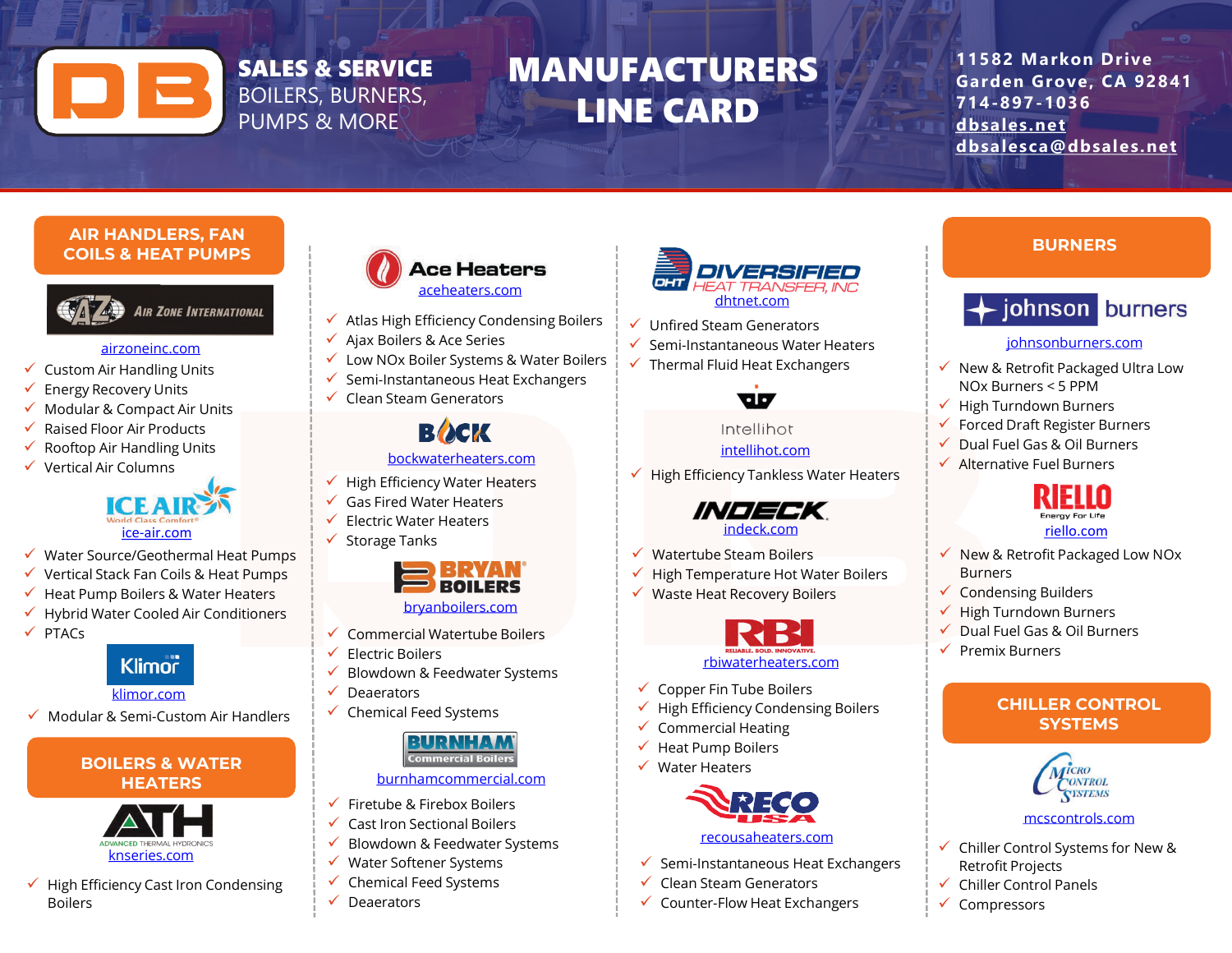# DB SALES & SERVICE

BOILERS, BURNERS, PUMPS & MORE

# MANUFACTURERS LINE CARD

11582 Markon Drive
Garden Grove, CA 92841
714-897-1036
dbsales.net
dbsalesca@dbsales.net

## AIR HANDLERS, FAN COILS & HEAT PUMPS

### Air Zone International

airzoneinc.com

- ✓ Custom Air Handling Units
- ✓ Energy Recovery Units
- ✓ Modular & Compact Air Units
- ✓ Raised Floor Air Products
- ✓ Rooftop Air Handling Units
- ✓ Vertical Air Columns

### ICE AIR

World Class Comfort®

ice-air.com

- ✓ Water Source/Geothermal Heat Pumps
- ✓ Vertical Stack Fan Coils & Heat Pumps
- ✓ Heat Pump Boilers & Water Heaters
- ✓ Hybrid Water Cooled Air Conditioners
- ✓ PTACs

### Klimor

klimor.com

- ✓ Modular & Semi-Custom Air Handlers

## BOILERS & WATER HEATERS

### ATH

ADVANCED THERMAL HYDRONICS

knseries.com

- ✓ High Efficiency Cast Iron Condensing Boilers

### Ace Heaters

aceheaters.com

- ✓ Atlas High Efficiency Condensing Boilers
- ✓ Ajax Boilers & Ace Series
- ✓ Low NOx Boiler Systems & Water Boilers
- ✓ Semi-Instantaneous Heat Exchangers
- ✓ Clean Steam Generators

### BOCK

bockwaterheaters.com

- ✓ High Efficiency Water Heaters
- ✓ Gas Fired Water Heaters
- ✓ Electric Water Heaters
- ✓ Storage Tanks

### BRYAN BOILERS

bryanboilers.com

- ✓ Commercial Watertube Boilers
- ✓ Electric Boilers
- ✓ Blowdown & Feedwater Systems
- ✓ Deaerators
- ✓ Chemical Feed Systems

### BURNHAM Commercial Boilers

burnhamcommercial.com

- ✓ Firetube & Firebox Boilers
- ✓ Cast Iron Sectional Boilers
- ✓ Blowdown & Feedwater Systems
- ✓ Water Softener Systems
- ✓ Chemical Feed Systems
- ✓ Deaerators

### DHT DIVERSIFIED HEAT TRANSFER, INC

dhtnet.com

- ✓ Unfired Steam Generators
- ✓ Semi-Instantaneous Water Heaters
- ✓ Thermal Fluid Heat Exchangers

### Intellihot

intellihot.com

- ✓ High Efficiency Tankless Water Heaters

### INDECK

indeck.com

- ✓ Watertube Steam Boilers
- ✓ High Temperature Hot Water Boilers
- ✓ Waste Heat Recovery Boilers

### RBI

RELIABLE. BOLD. INNOVATIVE.

rbiwaterheaters.com

- ✓ Copper Fin Tube Boilers
- ✓ High Efficiency Condensing Boilers
- ✓ Commercial Heating
- ✓ Heat Pump Boilers
- ✓ Water Heaters

### RECO USA

recousaheaters.com

- ✓ Semi-Instantaneous Heat Exchangers
- ✓ Clean Steam Generators
- ✓ Counter-Flow Heat Exchangers

## BURNERS

### johnson burners

johnsonburners.com

- ✓ New & Retrofit Packaged Ultra Low NOx Burners < 5 PPM
- ✓ High Turndown Burners
- ✓ Forced Draft Register Burners
- ✓ Dual Fuel Gas & Oil Burners
- ✓ Alternative Fuel Burners

### RIELLO

Energy For Life

riello.com

- ✓ New & Retrofit Packaged Low NOx Burners
- ✓ Condensing Builders
- ✓ High Turndown Burners
- ✓ Dual Fuel Gas & Oil Burners
- ✓ Premix Burners

## CHILLER CONTROL SYSTEMS

### Micro Control Systems

mcscontrols.com

- ✓ Chiller Control Systems for New & Retrofit Projects
- ✓ Chiller Control Panels
- ✓ Compressors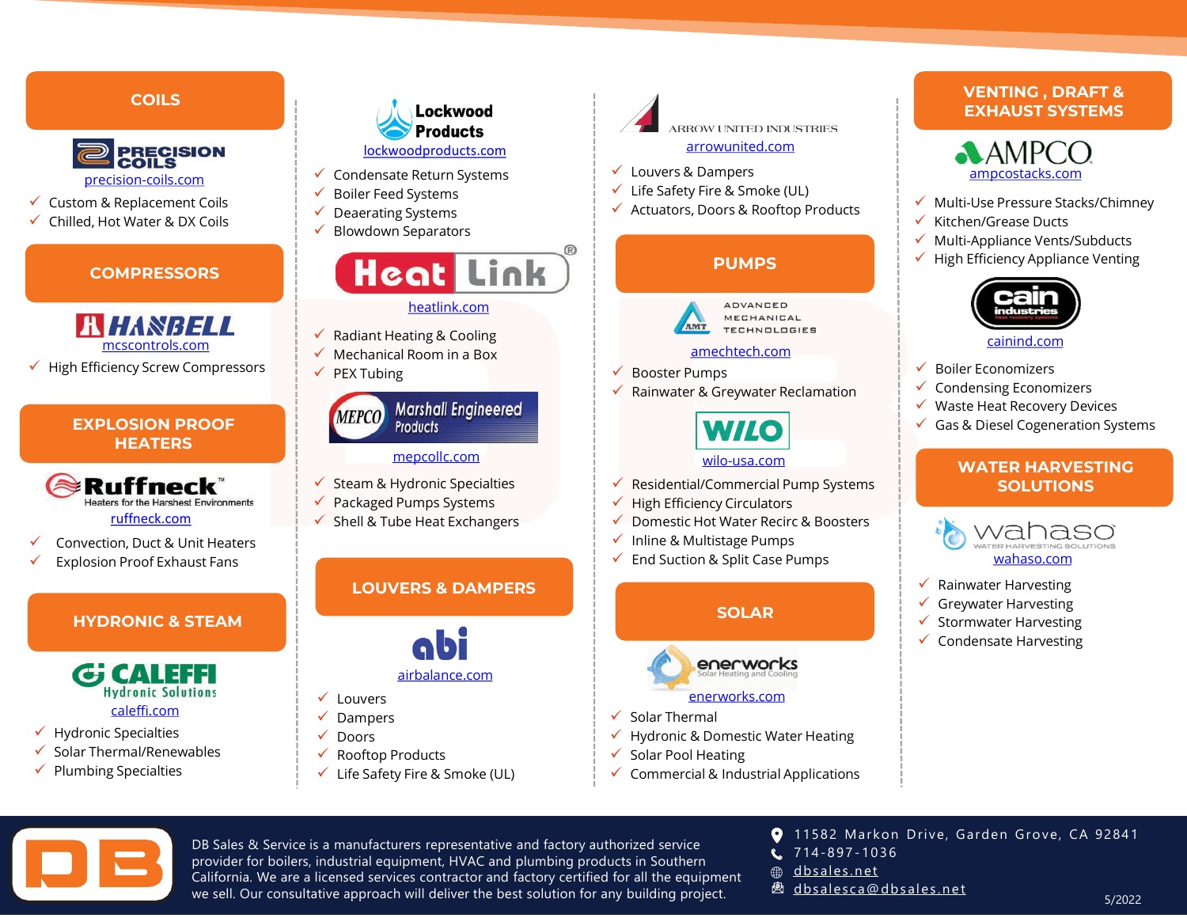## COILS

PRECISION COILS
precision-coils.com

- ✓ Custom & Replacement Coils
- ✓ Chilled, Hot Water & DX Coils

## COMPRESSORS

HANBELL
mcscontrols.com

- ✓ High Efficiency Screw Compressors

## EXPLOSION PROOF HEATERS

Ruffneck™
Heaters for the Harshest Environments
ruffneck.com

- ✓ Convection, Duct & Unit Heaters
- ✓ Explosion Proof Exhaust Fans

## HYDRONIC & STEAM

CALEFFI
Hydronic Solutions
caleffi.com

- ✓ Hydronic Specialties
- ✓ Solar Thermal/Renewables
- ✓ Plumbing Specialties

Lockwood Products
lockwoodproducts.com

- ✓ Condensate Return Systems
- ✓ Boiler Feed Systems
- ✓ Deaerating Systems
- ✓ Blowdown Separators

Heat Link®
heatlink.com

- ✓ Radiant Heating & Cooling
- ✓ Mechanical Room in a Box
- ✓ PEX Tubing

MEPCO Marshall Engineered Products
mepcollc.com

- ✓ Steam & Hydronic Specialties
- ✓ Packaged Pumps Systems
- ✓ Shell & Tube Heat Exchangers

## LOUVERS & DAMPERS

abi
airbalance.com

- ✓ Louvers
- ✓ Dampers
- ✓ Doors
- ✓ Rooftop Products
- ✓ Life Safety Fire & Smoke (UL)

ARROW UNITED INDUSTRIES
arrowunited.com

- ✓ Louvers & Dampers
- ✓ Life Safety Fire & Smoke (UL)
- ✓ Actuators, Doors & Rooftop Products

## PUMPS

AMT ADVANCED MECHANICAL TECHNOLOGIES
amechtech.com

- ✓ Booster Pumps
- ✓ Rainwater & Greywater Reclamation

WILO
wilo-usa.com

- ✓ Residential/Commercial Pump Systems
- ✓ High Efficiency Circulators
- ✓ Domestic Hot Water Recirc & Boosters
- ✓ Inline & Multistage Pumps
- ✓ End Suction & Split Case Pumps

## SOLAR

enerworks
Solar Heating and Cooling
enerworks.com

- ✓ Solar Thermal
- ✓ Hydronic & Domestic Water Heating
- ✓ Solar Pool Heating
- ✓ Commercial & Industrial Applications

## VENTING, DRAFT & EXHAUST SYSTEMS

AMPCO
ampcostacks.com

- ✓ Multi-Use Pressure Stacks/Chimney
- ✓ Kitchen/Grease Ducts
- ✓ Multi-Appliance Vents/Subducts
- ✓ High Efficiency Appliance Venting

cain industries
cainind.com

- ✓ Boiler Economizers
- ✓ Condensing Economizers
- ✓ Waste Heat Recovery Devices
- ✓ Gas & Diesel Cogeneration Systems

## WATER HARVESTING SOLUTIONS

wahaso
WATER HARVESTING SOLUTIONS
wahaso.com

- ✓ Rainwater Harvesting
- ✓ Greywater Harvesting
- ✓ Stormwater Harvesting
- ✓ Condensate Harvesting

---

DB

DB Sales & Service is a manufacturers representative and factory authorized service provider for boilers, industrial equipment, HVAC and plumbing products in Southern California. We are a licensed services contractor and factory certified for all the equipment we sell. Our consultative approach will deliver the best solution for any building project.

11582 Markon Drive, Garden Grove, CA 92841
714-897-1036
dbsales.net
dbsalesca@dbsales.net

5/2022